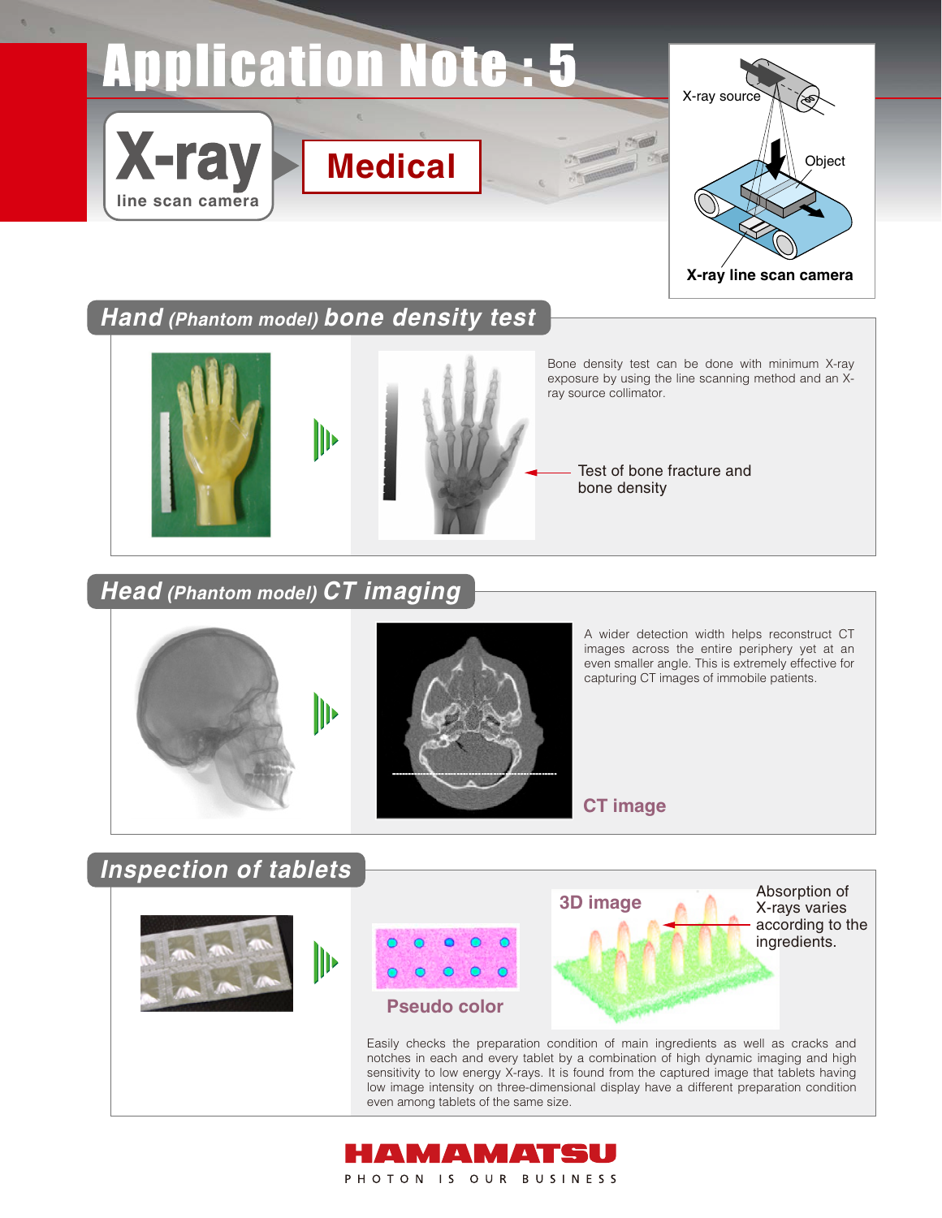# Application Note : 5

**X-ray** line scan camera

**Medical**

X-ray source

Object

X-ray line scan camera

## *Hand (Phantom model) bone density test*

Bone density test can be done with minimum X-ray exposure by using the line scanning method and an X-ray source collimator.

Test of bone fracture and bone density

## *Head (Phantom model) CT imaging*

A wider detection width helps reconstruct CT images across the entire periphery yet at an even smaller angle. This is extremely effective for capturing CT images of immobile patients.

CT image

## *Inspection of tablets*

3D image

Absorption of X-rays varies according to the ingredients.

Pseudo color

Easily checks the preparation condition of main ingredients as well as cracks and notches in each and every tablet by a combination of high dynamic imaging and high sensitivity to low energy X-rays. It is found from the captured image that tablets having low image intensity on three-dimensional display have a different preparation condition even among tablets of the same size.

**HAMAMATSU**

PHOTON IS OUR BUSINESS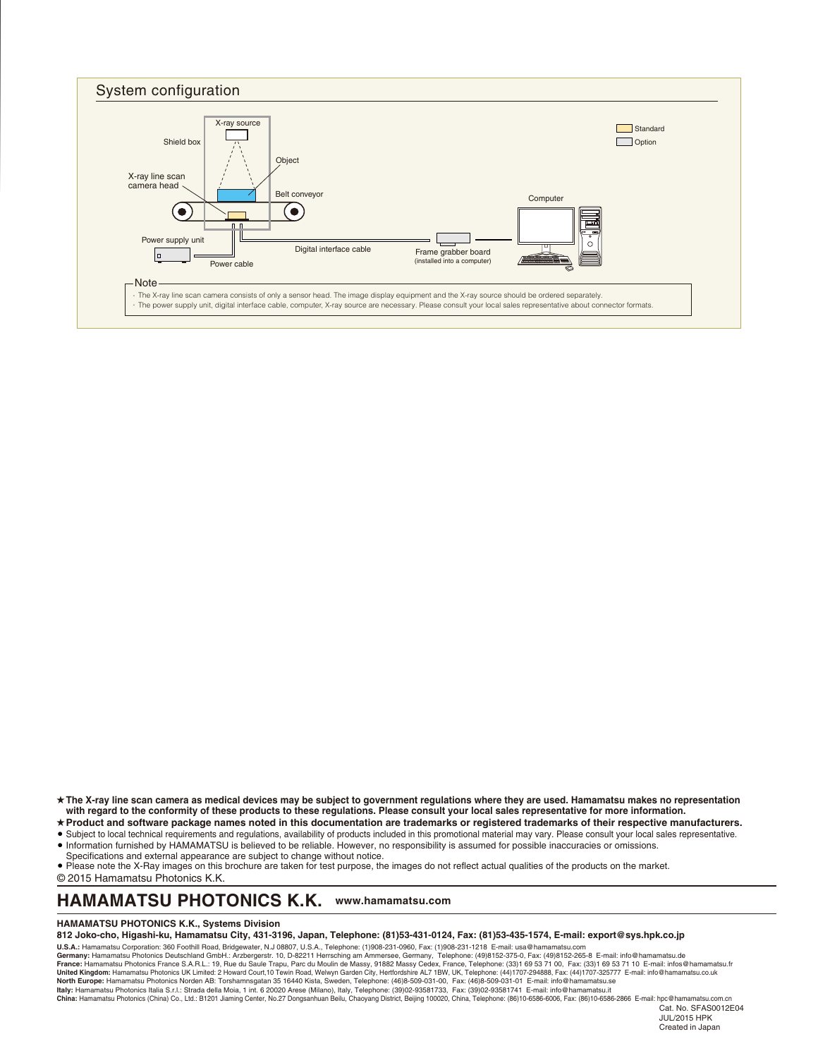## System configuration

X-ray source

Shield box

Object

X-ray line scan camera head

Belt conveyor

Computer

Standard

Option

Power supply unit

Digital interface cable

Frame grabber board (installed into a computer)

Power cable

**Note**

- The X-ray line scan camera consists of only a sensor head. The image display equipment and the X-ray source should be ordered separately.
- The power supply unit, digital interface cable, computer, X-ray source are necessary. Please consult your local sales representative about connector formats.

★ **The X-ray line scan camera as medical devices may be subject to government regulations where they are used. Hamamatsu makes no representation with regard to the conformity of these products to these regulations. Please consult your local sales representative for more information.**

★ **Product and software package names noted in this documentation are trademarks or registered trademarks of their respective manufacturers.**

- Subject to local technical requirements and regulations, availability of products included in this promotional material may vary. Please consult your local sales representative.
- Information furnished by HAMAMATSU is believed to be reliable. However, no responsibility is assumed for possible inaccuracies or omissions.
  Specifications and external appearance are subject to change without notice.
- Please note the X-Ray images on this brochure are taken for test purpose, the images do not reflect actual qualities of the products on the market.

© 2015 Hamamatsu Photonics K.K.

# HAMAMATSU PHOTONICS K.K. www.hamamatsu.com

**HAMAMATSU PHOTONICS K.K., Systems Division**

**812 Joko-cho, Higashi-ku, Hamamatsu City, 431-3196, Japan, Telephone: (81)53-431-0124, Fax: (81)53-435-1574, E-mail: export@sys.hpk.co.jp**

**U.S.A.:** Hamamatsu Corporation: 360 Foothill Road, Bridgewater, N.J 08807, U.S.A., Telephone: (1)908-231-0960, Fax: (1)908-231-1218 E-mail: usa@hamamatsu.com
**Germany:** Hamamatsu Photonics Deutschland GmbH.: Arzbergerstr. 10, D-82211 Herrsching am Ammersee, Germany, Telephone: (49)8152-375-0, Fax: (49)8152-265-8 E-mail: info@hamamatsu.de
**France:** Hamamatsu Photonics France S.A.R.L.: 19, Rue du Saule Trapu, Parc du Moulin de Massy, 91882 Massy Cedex, France, Telephone: (33)1 69 53 71 00, Fax: (33)1 69 53 71 10 E-mail: infos@hamamatsu.fr
**United Kingdom:** Hamamatsu Photonics UK Limited: 2 Howard Court,10 Tewin Road, Welwyn Garden City, Hertfordshire AL7 1BW, UK, Telephone: (44)1707-294888, Fax: (44)1707-325777 E-mail: info@hamamatsu.co.uk
**North Europe:** Hamamatsu Photonics Norden AB: Torshamnsgatan 35 16440 Kista, Sweden, Telephone: (46)8-509-031-00, Fax: (46)8-509-031-01 E-mail: info@hamamatsu.se
**Italy:** Hamamatsu Photonics Italia S.r.l.: Strada della Moia, 1 int. 6 20020 Arese (Milano), Italy, Telephone: (39)02-93581733, Fax: (39)02-93581741 E-mail: info@hamamatsu.it
**China:** Hamamatsu Photonics (China) Co., Ltd.: B1201 Jiaming Center, No.27 Dongsanhuan Beilu, Chaoyang District, Beijing 100020, China, Telephone: (86)10-6586-6006, Fax: (86)10-6586-2866 E-mail: hpc@hamamatsu.com.cn

Cat. No. SFAS0012E04
JUL/2015 HPK
Created in Japan